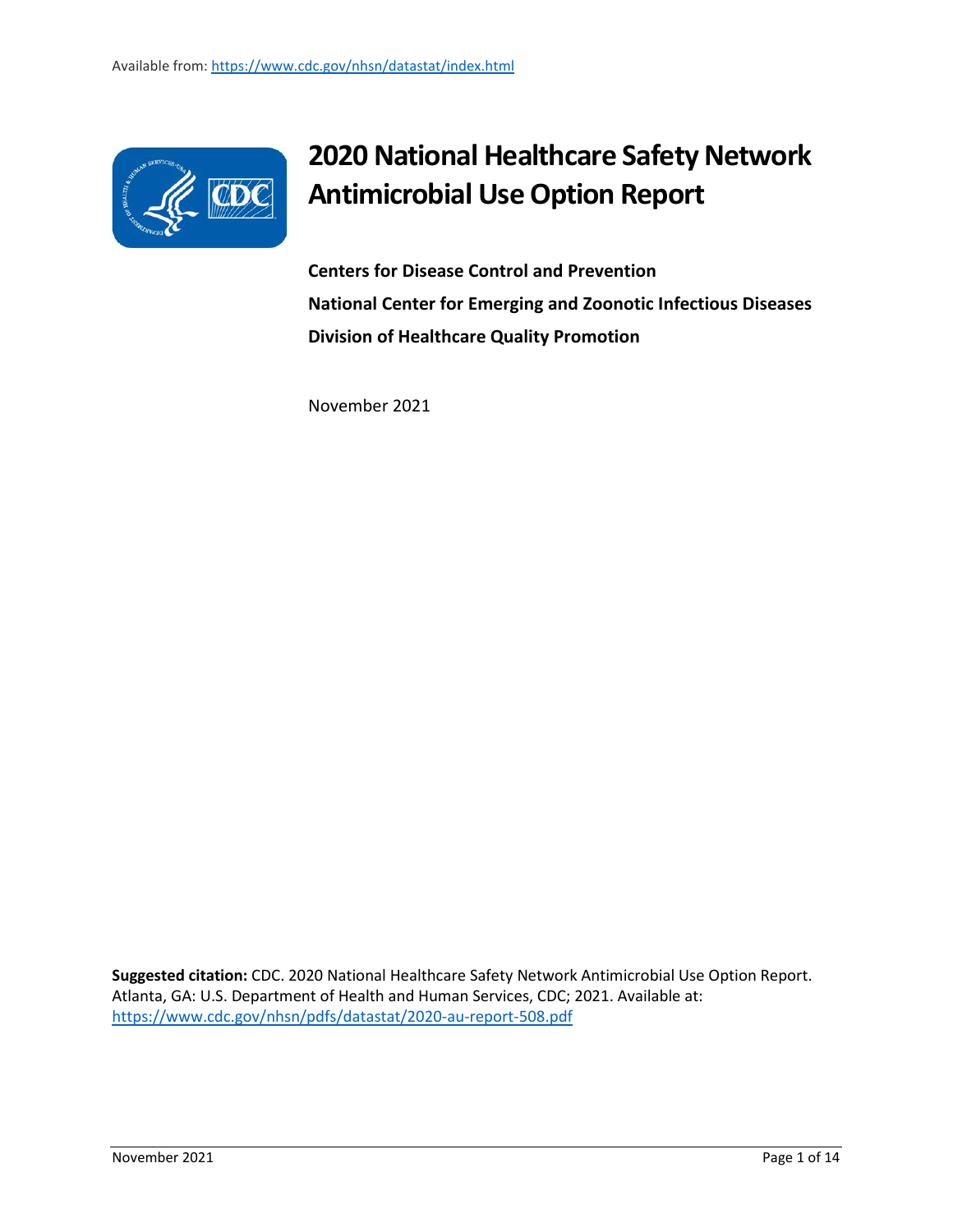Available from: https://www.cdc.gov/nhsn/datastat/index.html

# 2020 National Healthcare Safety Network Antimicrobial Use Option Report

**Centers for Disease Control and Prevention**

**National Center for Emerging and Zoonotic Infectious Diseases**

**Division of Healthcare Quality Promotion**

November 2021

**Suggested citation:** CDC. 2020 National Healthcare Safety Network Antimicrobial Use Option Report. Atlanta, GA: U.S. Department of Health and Human Services, CDC; 2021. Available at: https://www.cdc.gov/nhsn/pdfs/datastat/2020-au-report-508.pdf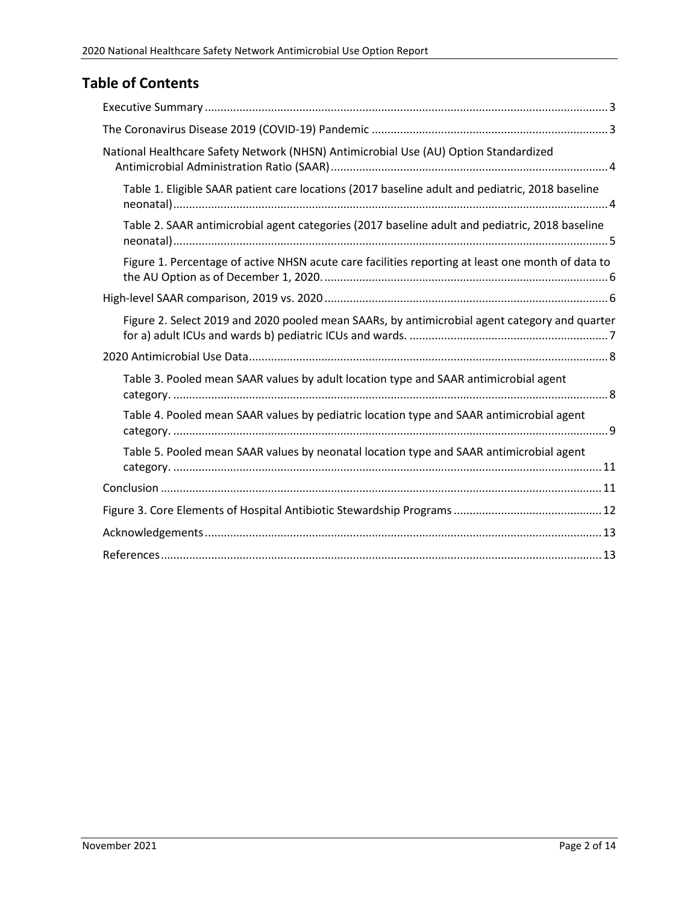## Table of Contents

- Executive Summary ... 3
- The Coronavirus Disease 2019 (COVID-19) Pandemic ... 3
- National Healthcare Safety Network (NHSN) Antimicrobial Use (AU) Option Standardized Antimicrobial Administration Ratio (SAAR) ... 4
  - Table 1. Eligible SAAR patient care locations (2017 baseline adult and pediatric, 2018 baseline neonatal) ... 4
  - Table 2. SAAR antimicrobial agent categories (2017 baseline adult and pediatric, 2018 baseline neonatal) ... 5
  - Figure 1. Percentage of active NHSN acute care facilities reporting at least one month of data to the AU Option as of December 1, 2020. ... 6
- High-level SAAR comparison, 2019 vs. 2020 ... 6
  - Figure 2. Select 2019 and 2020 pooled mean SAARs, by antimicrobial agent category and quarter for a) adult ICUs and wards b) pediatric ICUs and wards. ... 7
- 2020 Antimicrobial Use Data ... 8
  - Table 3. Pooled mean SAAR values by adult location type and SAAR antimicrobial agent category. ... 8
  - Table 4. Pooled mean SAAR values by pediatric location type and SAAR antimicrobial agent category. ... 9
  - Table 5. Pooled mean SAAR values by neonatal location type and SAAR antimicrobial agent category. ... 11
- Conclusion ... 11
- Figure 3. Core Elements of Hospital Antibiotic Stewardship Programs ... 12
- Acknowledgements ... 13
- References ... 13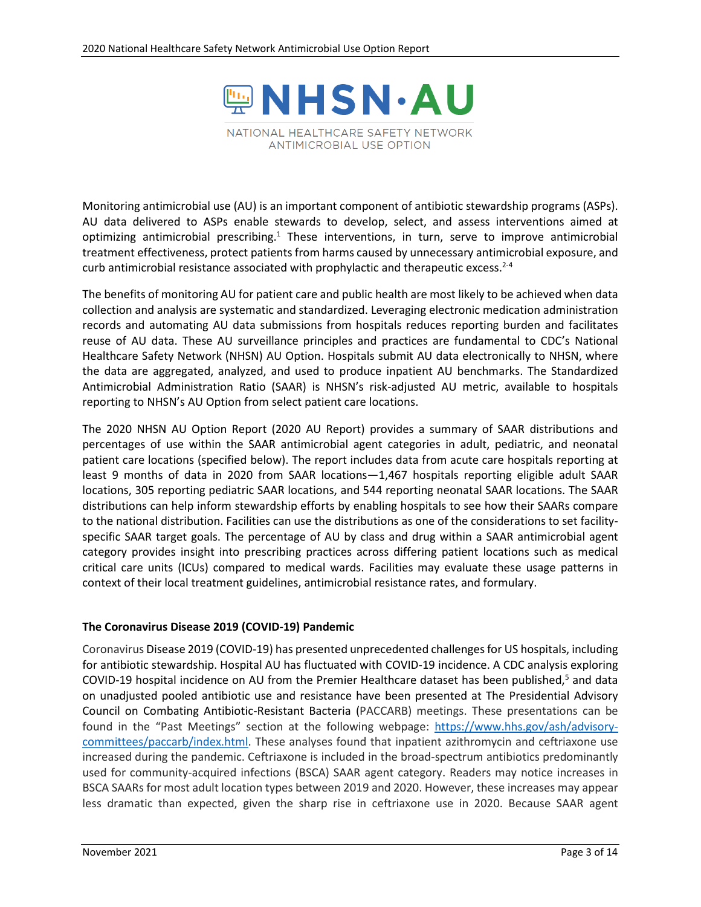# NHSN·AU

NATIONAL HEALTHCARE SAFETY NETWORK
ANTIMICROBIAL USE OPTION

Monitoring antimicrobial use (AU) is an important component of antibiotic stewardship programs (ASPs). AU data delivered to ASPs enable stewards to develop, select, and assess interventions aimed at optimizing antimicrobial prescribing.[1] These interventions, in turn, serve to improve antimicrobial treatment effectiveness, protect patients from harms caused by unnecessary antimicrobial exposure, and curb antimicrobial resistance associated with prophylactic and therapeutic excess.[2-4]

The benefits of monitoring AU for patient care and public health are most likely to be achieved when data collection and analysis are systematic and standardized. Leveraging electronic medication administration records and automating AU data submissions from hospitals reduces reporting burden and facilitates reuse of AU data. These AU surveillance principles and practices are fundamental to CDC's National Healthcare Safety Network (NHSN) AU Option. Hospitals submit AU data electronically to NHSN, where the data are aggregated, analyzed, and used to produce inpatient AU benchmarks. The Standardized Antimicrobial Administration Ratio (SAAR) is NHSN's risk-adjusted AU metric, available to hospitals reporting to NHSN's AU Option from select patient care locations.

The 2020 NHSN AU Option Report (2020 AU Report) provides a summary of SAAR distributions and percentages of use within the SAAR antimicrobial agent categories in adult, pediatric, and neonatal patient care locations (specified below). The report includes data from acute care hospitals reporting at least 9 months of data in 2020 from SAAR locations—1,467 hospitals reporting eligible adult SAAR locations, 305 reporting pediatric SAAR locations, and 544 reporting neonatal SAAR locations. The SAAR distributions can help inform stewardship efforts by enabling hospitals to see how their SAARs compare to the national distribution. Facilities can use the distributions as one of the considerations to set facility-specific SAAR target goals. The percentage of AU by class and drug within a SAAR antimicrobial agent category provides insight into prescribing practices across differing patient locations such as medical critical care units (ICUs) compared to medical wards. Facilities may evaluate these usage patterns in context of their local treatment guidelines, antimicrobial resistance rates, and formulary.

**The Coronavirus Disease 2019 (COVID-19) Pandemic**

Coronavirus Disease 2019 (COVID-19) has presented unprecedented challenges for US hospitals, including for antibiotic stewardship. Hospital AU has fluctuated with COVID-19 incidence. A CDC analysis exploring COVID-19 hospital incidence on AU from the Premier Healthcare dataset has been published,[5] and data on unadjusted pooled antibiotic use and resistance have been presented at The Presidential Advisory Council on Combating Antibiotic-Resistant Bacteria (PACCARB) meetings. These presentations can be found in the "Past Meetings" section at the following webpage: https://www.hhs.gov/ash/advisory-committees/paccarb/index.html. These analyses found that inpatient azithromycin and ceftriaxone use increased during the pandemic. Ceftriaxone is included in the broad-spectrum antibiotics predominantly used for community-acquired infections (BSCA) SAAR agent category. Readers may notice increases in BSCA SAARs for most adult location types between 2019 and 2020. However, these increases may appear less dramatic than expected, given the sharp rise in ceftriaxone use in 2020. Because SAAR agent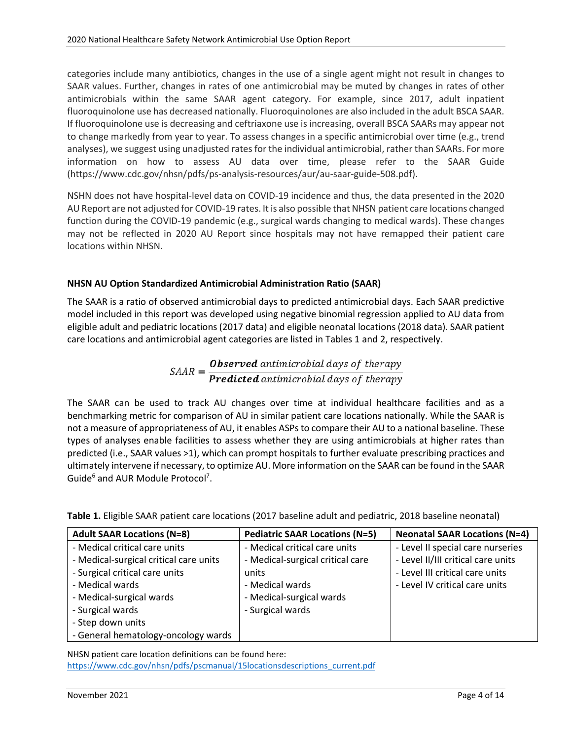categories include many antibiotics, changes in the use of a single agent might not result in changes to SAAR values. Further, changes in rates of one antimicrobial may be muted by changes in rates of other antimicrobials within the same SAAR agent category. For example, since 2017, adult inpatient fluoroquinolone use has decreased nationally. Fluoroquinolones are also included in the adult BSCA SAAR. If fluoroquinolone use is decreasing and ceftriaxone use is increasing, overall BSCA SAARs may appear not to change markedly from year to year. To assess changes in a specific antimicrobial over time (e.g., trend analyses), we suggest using unadjusted rates for the individual antimicrobial, rather than SAARs. For more information on how to assess AU data over time, please refer to the SAAR Guide (https://www.cdc.gov/nhsn/pdfs/ps-analysis-resources/aur/au-saar-guide-508.pdf).

NSHN does not have hospital-level data on COVID-19 incidence and thus, the data presented in the 2020 AU Report are not adjusted for COVID-19 rates. It is also possible that NHSN patient care locations changed function during the COVID-19 pandemic (e.g., surgical wards changing to medical wards). These changes may not be reflected in 2020 AU Report since hospitals may not have remapped their patient care locations within NHSN.

### NHSN AU Option Standardized Antimicrobial Administration Ratio (SAAR)

The SAAR is a ratio of observed antimicrobial days to predicted antimicrobial days. Each SAAR predictive model included in this report was developed using negative binomial regression applied to AU data from eligible adult and pediatric locations (2017 data) and eligible neonatal locations (2018 data). SAAR patient care locations and antimicrobial agent categories are listed in Tables 1 and 2, respectively.

$$SAAR = \frac{\textbf{\textit{Observed}}\ \textit{antimicrobial days of therapy}}{\textbf{\textit{Predicted}}\ \textit{antimicrobial days of therapy}}$$

The SAAR can be used to track AU changes over time at individual healthcare facilities and as a benchmarking metric for comparison of AU in similar patient care locations nationally. While the SAAR is not a measure of appropriateness of AU, it enables ASPs to compare their AU to a national baseline. These types of analyses enable facilities to assess whether they are using antimicrobials at higher rates than predicted (i.e., SAAR values >1), which can prompt hospitals to further evaluate prescribing practices and ultimately intervene if necessary, to optimize AU. More information on the SAAR can be found in the SAAR Guide[6] and AUR Module Protocol[7].

**Table 1.** Eligible SAAR patient care locations (2017 baseline adult and pediatric, 2018 baseline neonatal)

| Adult SAAR Locations (N=8) | Pediatric SAAR Locations (N=5) | Neonatal SAAR Locations (N=4) |
|---|---|---|
| - Medical critical care units<br>- Medical-surgical critical care units<br>- Surgical critical care units<br>- Medical wards<br>- Medical-surgical wards<br>- Surgical wards<br>- Step down units<br>- General hematology-oncology wards | - Medical critical care units<br>- Medical-surgical critical care units<br>- Medical wards<br>- Medical-surgical wards<br>- Surgical wards | - Level II special care nurseries<br>- Level II/III critical care units<br>- Level III critical care units<br>- Level IV critical care units |

NHSN patient care location definitions can be found here: https://www.cdc.gov/nhsn/pdfs/pscmanual/15locationsdescriptions_current.pdf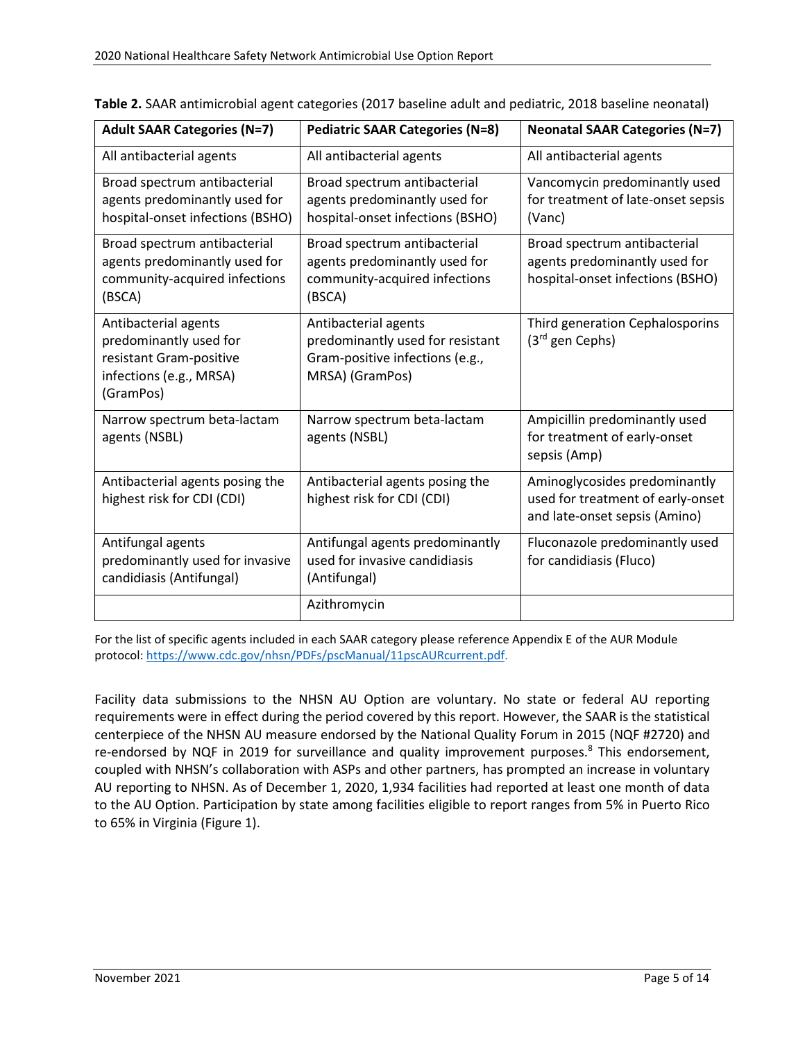**Table 2.** SAAR antimicrobial agent categories (2017 baseline adult and pediatric, 2018 baseline neonatal)

| Adult SAAR Categories (N=7) | Pediatric SAAR Categories (N=8) | Neonatal SAAR Categories (N=7) |
|---|---|---|
| All antibacterial agents | All antibacterial agents | All antibacterial agents |
| Broad spectrum antibacterial agents predominantly used for hospital-onset infections (BSHO) | Broad spectrum antibacterial agents predominantly used for hospital-onset infections (BSHO) | Vancomycin predominantly used for treatment of late-onset sepsis (Vanc) |
| Broad spectrum antibacterial agents predominantly used for community-acquired infections (BSCA) | Broad spectrum antibacterial agents predominantly used for community-acquired infections (BSCA) | Broad spectrum antibacterial agents predominantly used for hospital-onset infections (BSHO) |
| Antibacterial agents predominantly used for resistant Gram-positive infections (e.g., MRSA) (GramPos) | Antibacterial agents predominantly used for resistant Gram-positive infections (e.g., MRSA) (GramPos) | Third generation Cephalosporins (3rd gen Cephs) |
| Narrow spectrum beta-lactam agents (NSBL) | Narrow spectrum beta-lactam agents (NSBL) | Ampicillin predominantly used for treatment of early-onset sepsis (Amp) |
| Antibacterial agents posing the highest risk for CDI (CDI) | Antibacterial agents posing the highest risk for CDI (CDI) | Aminoglycosides predominantly used for treatment of early-onset and late-onset sepsis (Amino) |
| Antifungal agents predominantly used for invasive candidiasis (Antifungal) | Antifungal agents predominantly used for invasive candidiasis (Antifungal) | Fluconazole predominantly used for candidiasis (Fluco) |
| | Azithromycin | |

For the list of specific agents included in each SAAR category please reference Appendix E of the AUR Module protocol: https://www.cdc.gov/nhsn/PDFs/pscManual/11pscAURcurrent.pdf.

Facility data submissions to the NHSN AU Option are voluntary. No state or federal AU reporting requirements were in effect during the period covered by this report. However, the SAAR is the statistical centerpiece of the NHSN AU measure endorsed by the National Quality Forum in 2015 (NQF #2720) and re-endorsed by NQF in 2019 for surveillance and quality improvement purposes.[8] This endorsement, coupled with NHSN's collaboration with ASPs and other partners, has prompted an increase in voluntary AU reporting to NHSN. As of December 1, 2020, 1,934 facilities had reported at least one month of data to the AU Option. Participation by state among facilities eligible to report ranges from 5% in Puerto Rico to 65% in Virginia (Figure 1).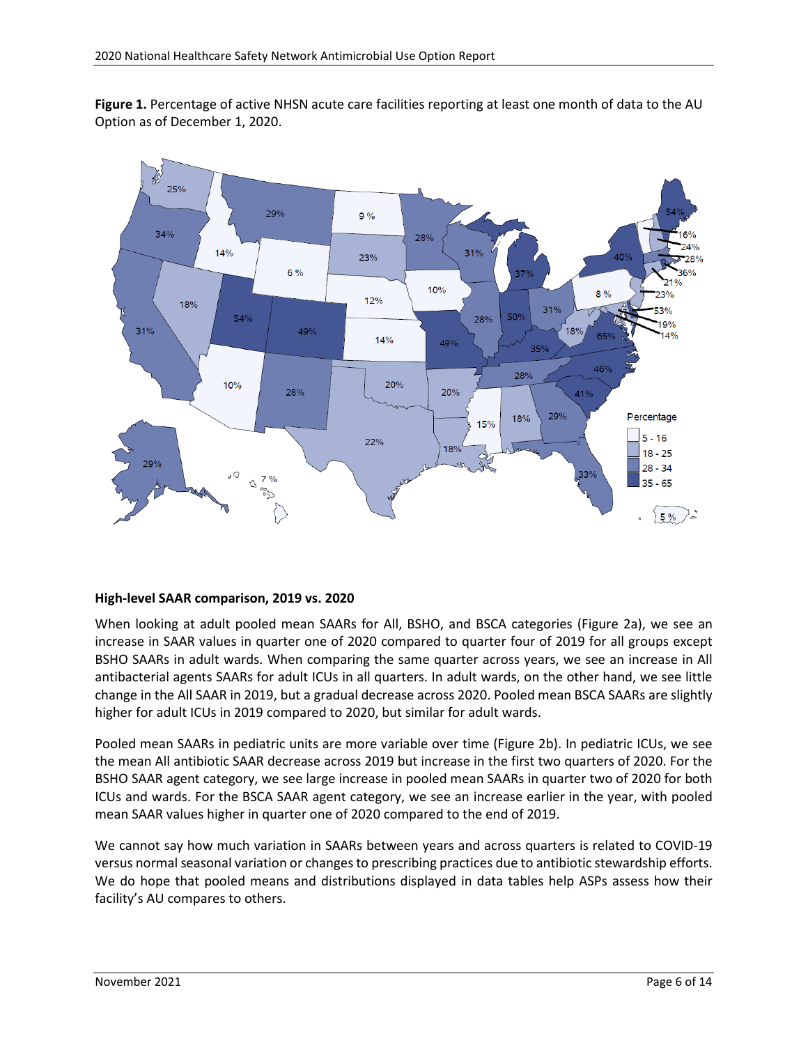**Figure 1.** Percentage of active NHSN acute care facilities reporting at least one month of data to the AU Option as of December 1, 2020.

### High-level SAAR comparison, 2019 vs. 2020

When looking at adult pooled mean SAARs for All, BSHO, and BSCA categories (Figure 2a), we see an increase in SAAR values in quarter one of 2020 compared to quarter four of 2019 for all groups except BSHO SAARs in adult wards. When comparing the same quarter across years, we see an increase in All antibacterial agents SAARs for adult ICUs in all quarters. In adult wards, on the other hand, we see little change in the All SAAR in 2019, but a gradual decrease across 2020. Pooled mean BSCA SAARs are slightly higher for adult ICUs in 2019 compared to 2020, but similar for adult wards.

Pooled mean SAARs in pediatric units are more variable over time (Figure 2b). In pediatric ICUs, we see the mean All antibiotic SAAR decrease across 2019 but increase in the first two quarters of 2020. For the BSHO SAAR agent category, we see large increase in pooled mean SAARs in quarter two of 2020 for both ICUs and wards. For the BSCA SAAR agent category, we see an increase earlier in the year, with pooled mean SAAR values higher in quarter one of 2020 compared to the end of 2019.

We cannot say how much variation in SAARs between years and across quarters is related to COVID-19 versus normal seasonal variation or changes to prescribing practices due to antibiotic stewardship efforts. We do hope that pooled means and distributions displayed in data tables help ASPs assess how their facility's AU compares to others.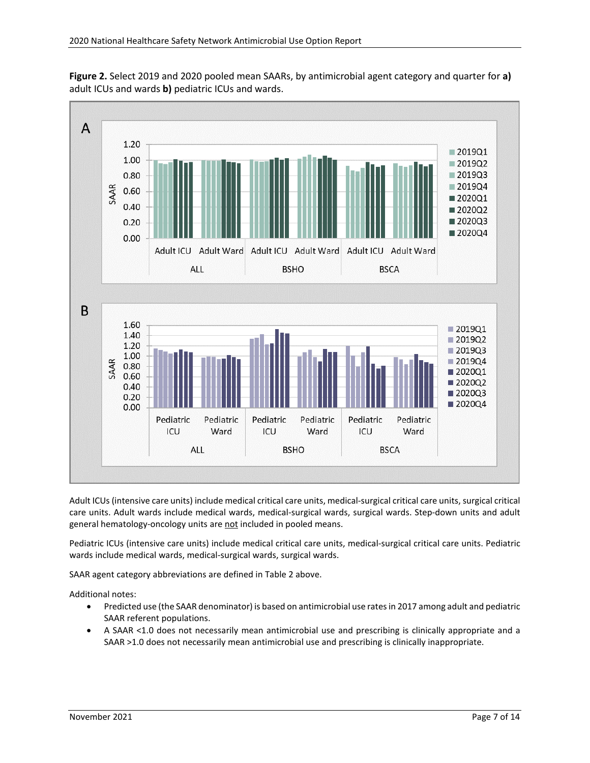**Figure 2.** Select 2019 and 2020 pooled mean SAARs, by antimicrobial agent category and quarter for **a)** adult ICUs and wards **b)** pediatric ICUs and wards.

Adult ICUs (intensive care units) include medical critical care units, medical-surgical critical care units, surgical critical care units. Adult wards include medical wards, medical-surgical wards, surgical wards. Step-down units and adult general hematology-oncology units are not included in pooled means.

Pediatric ICUs (intensive care units) include medical critical care units, medical-surgical critical care units. Pediatric wards include medical wards, medical-surgical wards, surgical wards.

SAAR agent category abbreviations are defined in Table 2 above.

Additional notes:

- Predicted use (the SAAR denominator) is based on antimicrobial use rates in 2017 among adult and pediatric SAAR referent populations.
- A SAAR <1.0 does not necessarily mean antimicrobial use and prescribing is clinically appropriate and a SAAR >1.0 does not necessarily mean antimicrobial use and prescribing is clinically inappropriate.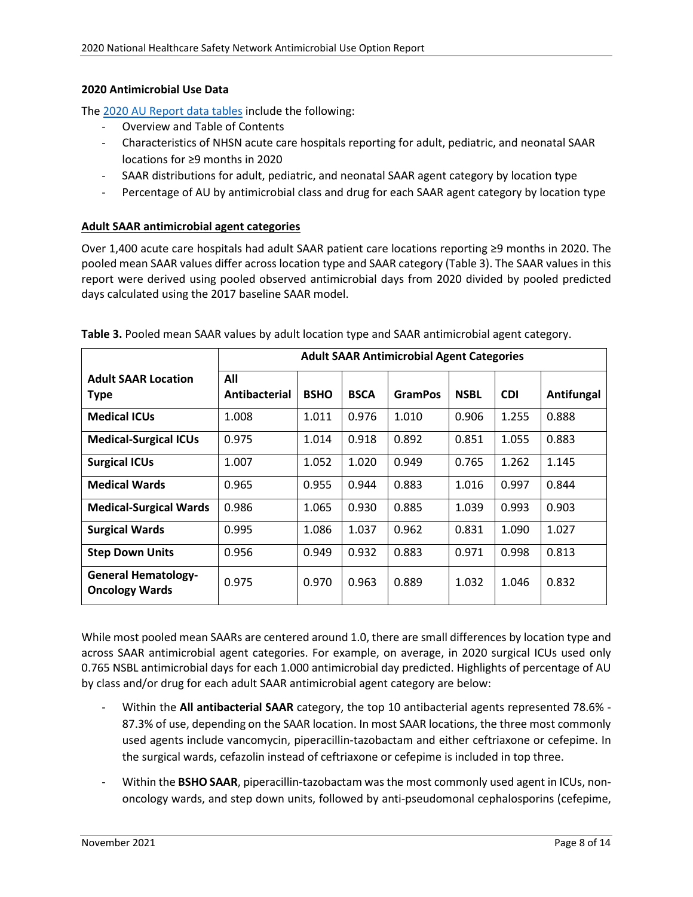### 2020 Antimicrobial Use Data

The [2020 AU Report data tables]() include the following:

- Overview and Table of Contents
- Characteristics of NHSN acute care hospitals reporting for adult, pediatric, and neonatal SAAR locations for ≥9 months in 2020
- SAAR distributions for adult, pediatric, and neonatal SAAR agent category by location type
- Percentage of AU by antimicrobial class and drug for each SAAR agent category by location type

#### Adult SAAR antimicrobial agent categories

Over 1,400 acute care hospitals had adult SAAR patient care locations reporting ≥9 months in 2020. The pooled mean SAAR values differ across location type and SAAR category (Table 3). The SAAR values in this report were derived using pooled observed antimicrobial days from 2020 divided by pooled predicted days calculated using the 2017 baseline SAAR model.

**Table 3.** Pooled mean SAAR values by adult location type and SAAR antimicrobial agent category.

| Adult SAAR Location Type | Adult SAAR Antimicrobial Agent Categories | | | | | | |
|---|---|---|---|---|---|---|---|
| | **All Antibacterial** | **BSHO** | **BSCA** | **GramPos** | **NSBL** | **CDI** | **Antifungal** |
| **Medical ICUs** | 1.008 | 1.011 | 0.976 | 1.010 | 0.906 | 1.255 | 0.888 |
| **Medical-Surgical ICUs** | 0.975 | 1.014 | 0.918 | 0.892 | 0.851 | 1.055 | 0.883 |
| **Surgical ICUs** | 1.007 | 1.052 | 1.020 | 0.949 | 0.765 | 1.262 | 1.145 |
| **Medical Wards** | 0.965 | 0.955 | 0.944 | 0.883 | 1.016 | 0.997 | 0.844 |
| **Medical-Surgical Wards** | 0.986 | 1.065 | 0.930 | 0.885 | 1.039 | 0.993 | 0.903 |
| **Surgical Wards** | 0.995 | 1.086 | 1.037 | 0.962 | 0.831 | 1.090 | 1.027 |
| **Step Down Units** | 0.956 | 0.949 | 0.932 | 0.883 | 0.971 | 0.998 | 0.813 |
| **General Hematology-Oncology Wards** | 0.975 | 0.970 | 0.963 | 0.889 | 1.032 | 1.046 | 0.832 |

While most pooled mean SAARs are centered around 1.0, there are small differences by location type and across SAAR antimicrobial agent categories. For example, on average, in 2020 surgical ICUs used only 0.765 NSBL antimicrobial days for each 1.000 antimicrobial day predicted. Highlights of percentage of AU by class and/or drug for each adult SAAR antimicrobial agent category are below:

- Within the **All antibacterial SAAR** category, the top 10 antibacterial agents represented 78.6% - 87.3% of use, depending on the SAAR location. In most SAAR locations, the three most commonly used agents include vancomycin, piperacillin-tazobactam and either ceftriaxone or cefepime. In the surgical wards, cefazolin instead of ceftriaxone or cefepime is included in top three.
- Within the **BSHO SAAR**, piperacillin-tazobactam was the most commonly used agent in ICUs, non-oncology wards, and step down units, followed by anti-pseudomonal cephalosporins (cefepime,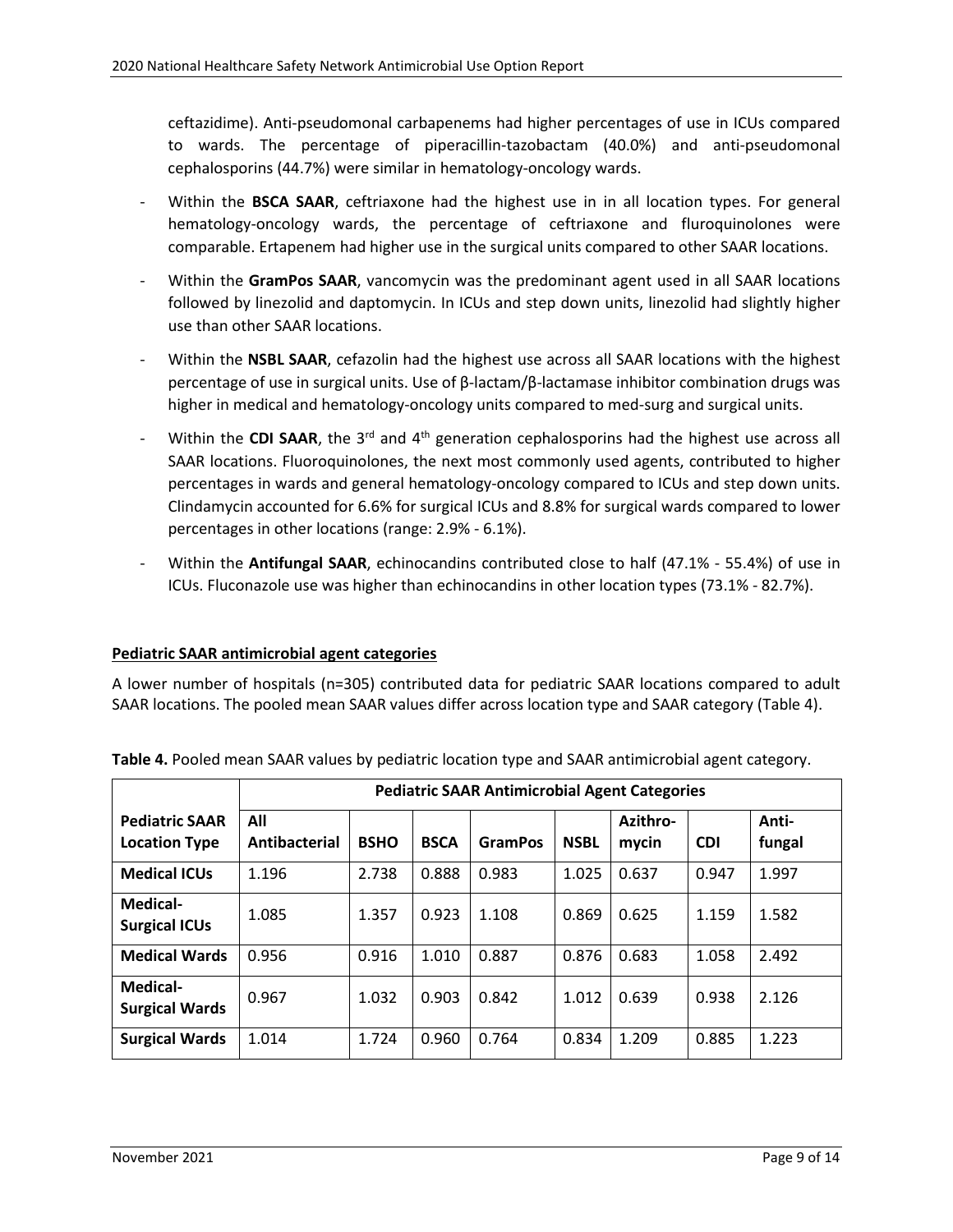ceftazidime). Anti-pseudomonal carbapenems had higher percentages of use in ICUs compared to wards. The percentage of piperacillin-tazobactam (40.0%) and anti-pseudomonal cephalosporins (44.7%) were similar in hematology-oncology wards.

- Within the **BSCA SAAR**, ceftriaxone had the highest use in in all location types. For general hematology-oncology wards, the percentage of ceftriaxone and fluroquinolones were comparable. Ertapenem had higher use in the surgical units compared to other SAAR locations.
- Within the **GramPos SAAR**, vancomycin was the predominant agent used in all SAAR locations followed by linezolid and daptomycin. In ICUs and step down units, linezolid had slightly higher use than other SAAR locations.
- Within the **NSBL SAAR**, cefazolin had the highest use across all SAAR locations with the highest percentage of use in surgical units. Use of β-lactam/β-lactamase inhibitor combination drugs was higher in medical and hematology-oncology units compared to med-surg and surgical units.
- Within the **CDI SAAR**, the 3rd and 4th generation cephalosporins had the highest use across all SAAR locations. Fluoroquinolones, the next most commonly used agents, contributed to higher percentages in wards and general hematology-oncology compared to ICUs and step down units. Clindamycin accounted for 6.6% for surgical ICUs and 8.8% for surgical wards compared to lower percentages in other locations (range: 2.9% - 6.1%).
- Within the **Antifungal SAAR**, echinocandins contributed close to half (47.1% - 55.4%) of use in ICUs. Fluconazole use was higher than echinocandins in other location types (73.1% - 82.7%).

**Pediatric SAAR antimicrobial agent categories**

A lower number of hospitals (n=305) contributed data for pediatric SAAR locations compared to adult SAAR locations. The pooled mean SAAR values differ across location type and SAAR category (Table 4).

**Table 4.** Pooled mean SAAR values by pediatric location type and SAAR antimicrobial agent category.

| | Pediatric SAAR Antimicrobial Agent Categories | | | | | | | |
|---|---|---|---|---|---|---|---|---|
| **Pediatric SAAR Location Type** | **All Antibacterial** | **BSHO** | **BSCA** | **GramPos** | **NSBL** | **Azithro-mycin** | **CDI** | **Anti-fungal** |
| **Medical ICUs** | 1.196 | 2.738 | 0.888 | 0.983 | 1.025 | 0.637 | 0.947 | 1.997 |
| **Medical-Surgical ICUs** | 1.085 | 1.357 | 0.923 | 1.108 | 0.869 | 0.625 | 1.159 | 1.582 |
| **Medical Wards** | 0.956 | 0.916 | 1.010 | 0.887 | 0.876 | 0.683 | 1.058 | 2.492 |
| **Medical-Surgical Wards** | 0.967 | 1.032 | 0.903 | 0.842 | 1.012 | 0.639 | 0.938 | 2.126 |
| **Surgical Wards** | 1.014 | 1.724 | 0.960 | 0.764 | 0.834 | 1.209 | 0.885 | 1.223 |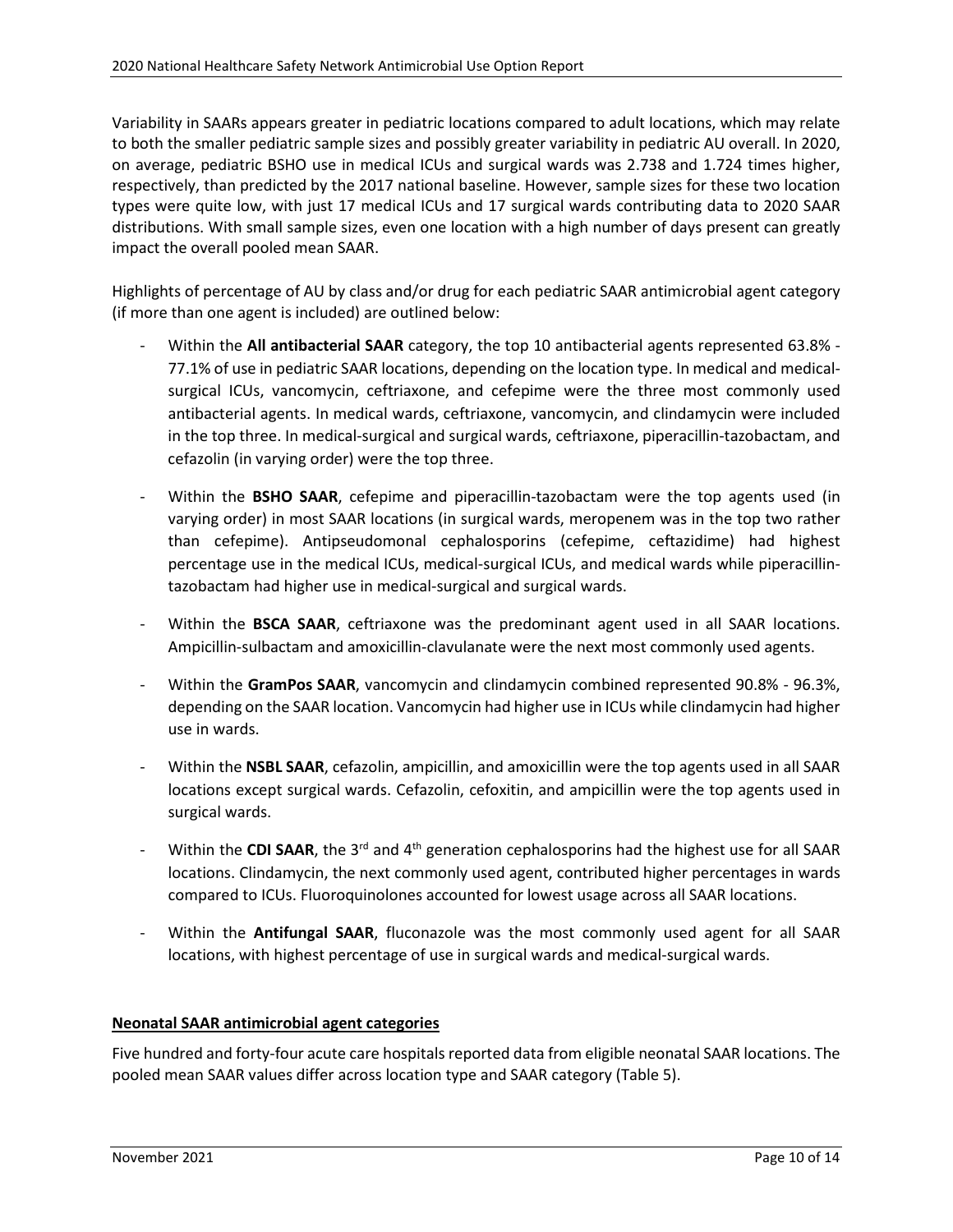Variability in SAARs appears greater in pediatric locations compared to adult locations, which may relate to both the smaller pediatric sample sizes and possibly greater variability in pediatric AU overall. In 2020, on average, pediatric BSHO use in medical ICUs and surgical wards was 2.738 and 1.724 times higher, respectively, than predicted by the 2017 national baseline. However, sample sizes for these two location types were quite low, with just 17 medical ICUs and 17 surgical wards contributing data to 2020 SAAR distributions. With small sample sizes, even one location with a high number of days present can greatly impact the overall pooled mean SAAR.

Highlights of percentage of AU by class and/or drug for each pediatric SAAR antimicrobial agent category (if more than one agent is included) are outlined below:

- Within the **All antibacterial SAAR** category, the top 10 antibacterial agents represented 63.8% - 77.1% of use in pediatric SAAR locations, depending on the location type. In medical and medical-surgical ICUs, vancomycin, ceftriaxone, and cefepime were the three most commonly used antibacterial agents. In medical wards, ceftriaxone, vancomycin, and clindamycin were included in the top three. In medical-surgical and surgical wards, ceftriaxone, piperacillin-tazobactam, and cefazolin (in varying order) were the top three.
- Within the **BSHO SAAR**, cefepime and piperacillin-tazobactam were the top agents used (in varying order) in most SAAR locations (in surgical wards, meropenem was in the top two rather than cefepime). Antipseudomonal cephalosporins (cefepime, ceftazidime) had highest percentage use in the medical ICUs, medical-surgical ICUs, and medical wards while piperacillin-tazobactam had higher use in medical-surgical and surgical wards.
- Within the **BSCA SAAR**, ceftriaxone was the predominant agent used in all SAAR locations. Ampicillin-sulbactam and amoxicillin-clavulanate were the next most commonly used agents.
- Within the **GramPos SAAR**, vancomycin and clindamycin combined represented 90.8% - 96.3%, depending on the SAAR location. Vancomycin had higher use in ICUs while clindamycin had higher use in wards.
- Within the **NSBL SAAR**, cefazolin, ampicillin, and amoxicillin were the top agents used in all SAAR locations except surgical wards. Cefazolin, cefoxitin, and ampicillin were the top agents used in surgical wards.
- Within the **CDI SAAR**, the 3rd and 4th generation cephalosporins had the highest use for all SAAR locations. Clindamycin, the next commonly used agent, contributed higher percentages in wards compared to ICUs. Fluoroquinolones accounted for lowest usage across all SAAR locations.
- Within the **Antifungal SAAR**, fluconazole was the most commonly used agent for all SAAR locations, with highest percentage of use in surgical wards and medical-surgical wards.

## Neonatal SAAR antimicrobial agent categories

Five hundred and forty-four acute care hospitals reported data from eligible neonatal SAAR locations. The pooled mean SAAR values differ across location type and SAAR category (Table 5).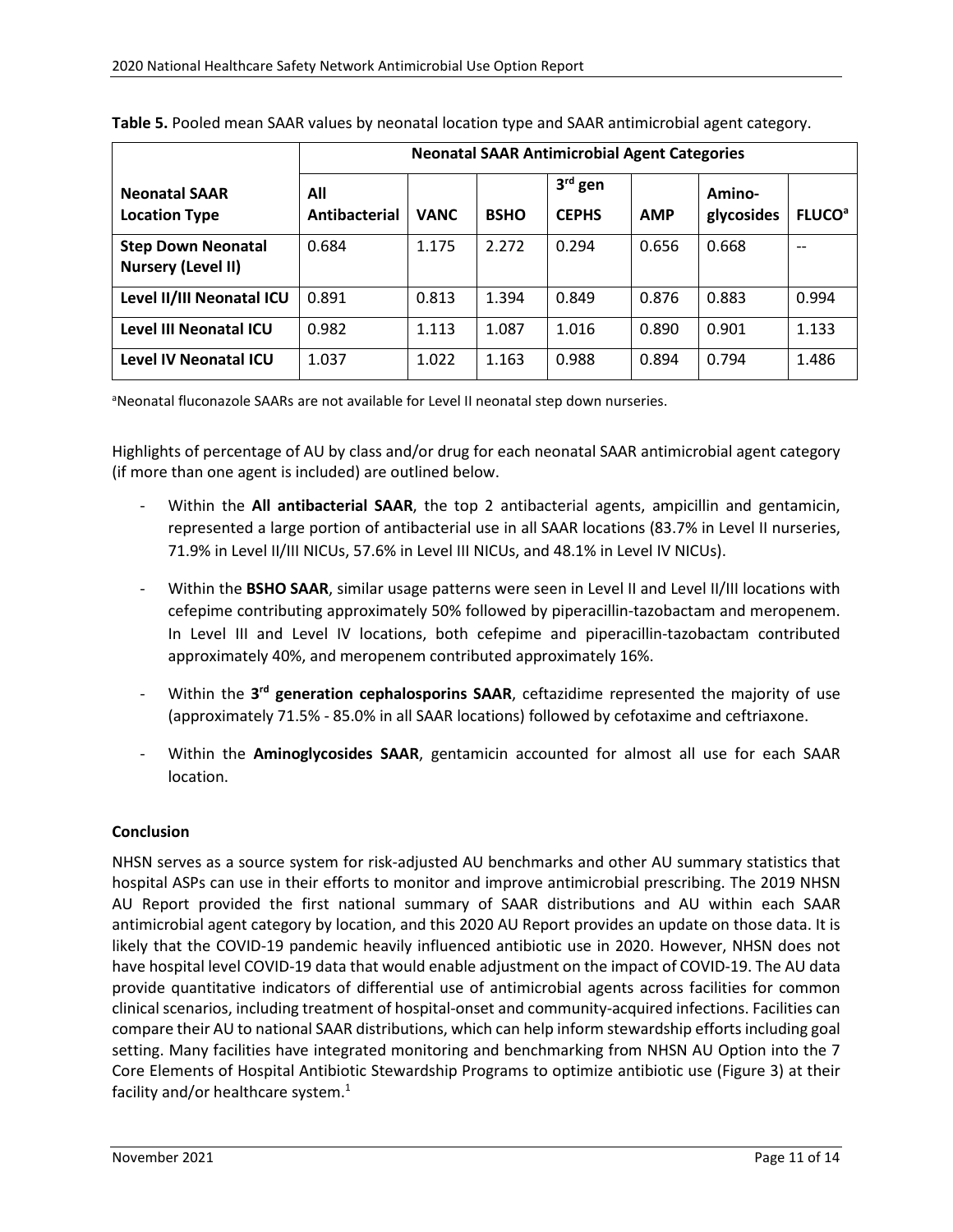**Table 5.** Pooled mean SAAR values by neonatal location type and SAAR antimicrobial agent category.

| Neonatal SAAR Location Type | Neonatal SAAR Antimicrobial Agent Categories | | | | | | |
|---|---|---|---|---|---|---|---|
| | All Antibacterial | VANC | BSHO | 3rd gen CEPHS | AMP | Amino-glycosides | FLUCO[a] |
| **Step Down Neonatal Nursery (Level II)** | 0.684 | 1.175 | 2.272 | 0.294 | 0.656 | 0.668 | -- |
| **Level II/III Neonatal ICU** | 0.891 | 0.813 | 1.394 | 0.849 | 0.876 | 0.883 | 0.994 |
| **Level III Neonatal ICU** | 0.982 | 1.113 | 1.087 | 1.016 | 0.890 | 0.901 | 1.133 |
| **Level IV Neonatal ICU** | 1.037 | 1.022 | 1.163 | 0.988 | 0.894 | 0.794 | 1.486 |

[a]Neonatal fluconazole SAARs are not available for Level II neonatal step down nurseries.

Highlights of percentage of AU by class and/or drug for each neonatal SAAR antimicrobial agent category (if more than one agent is included) are outlined below.

- Within the **All antibacterial SAAR**, the top 2 antibacterial agents, ampicillin and gentamicin, represented a large portion of antibacterial use in all SAAR locations (83.7% in Level II nurseries, 71.9% in Level II/III NICUs, 57.6% in Level III NICUs, and 48.1% in Level IV NICUs).
- Within the **BSHO SAAR**, similar usage patterns were seen in Level II and Level II/III locations with cefepime contributing approximately 50% followed by piperacillin-tazobactam and meropenem. In Level III and Level IV locations, both cefepime and piperacillin-tazobactam contributed approximately 40%, and meropenem contributed approximately 16%.
- Within the **3rd generation cephalosporins SAAR**, ceftazidime represented the majority of use (approximately 71.5% - 85.0% in all SAAR locations) followed by cefotaxime and ceftriaxone.
- Within the **Aminoglycosides SAAR**, gentamicin accounted for almost all use for each SAAR location.

**Conclusion**

NHSN serves as a source system for risk-adjusted AU benchmarks and other AU summary statistics that hospital ASPs can use in their efforts to monitor and improve antimicrobial prescribing. The 2019 NHSN AU Report provided the first national summary of SAAR distributions and AU within each SAAR antimicrobial agent category by location, and this 2020 AU Report provides an update on those data. It is likely that the COVID-19 pandemic heavily influenced antibiotic use in 2020. However, NHSN does not have hospital level COVID-19 data that would enable adjustment on the impact of COVID-19. The AU data provide quantitative indicators of differential use of antimicrobial agents across facilities for common clinical scenarios, including treatment of hospital-onset and community-acquired infections. Facilities can compare their AU to national SAAR distributions, which can help inform stewardship efforts including goal setting. Many facilities have integrated monitoring and benchmarking from NHSN AU Option into the 7 Core Elements of Hospital Antibiotic Stewardship Programs to optimize antibiotic use (Figure 3) at their facility and/or healthcare system.[1]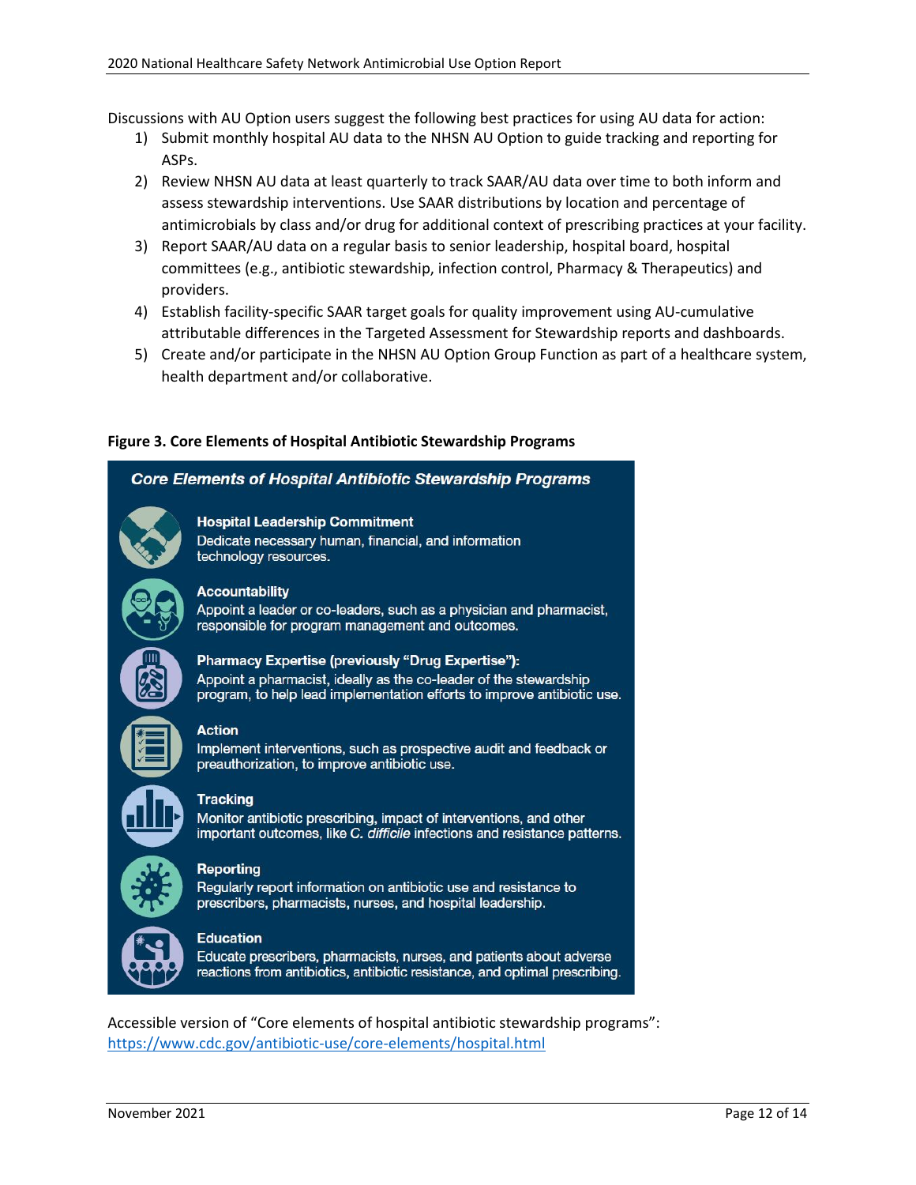Discussions with AU Option users suggest the following best practices for using AU data for action:

1) Submit monthly hospital AU data to the NHSN AU Option to guide tracking and reporting for ASPs.
2) Review NHSN AU data at least quarterly to track SAAR/AU data over time to both inform and assess stewardship interventions. Use SAAR distributions by location and percentage of antimicrobials by class and/or drug for additional context of prescribing practices at your facility.
3) Report SAAR/AU data on a regular basis to senior leadership, hospital board, hospital committees (e.g., antibiotic stewardship, infection control, Pharmacy & Therapeutics) and providers.
4) Establish facility-specific SAAR target goals for quality improvement using AU-cumulative attributable differences in the Targeted Assessment for Stewardship reports and dashboards.
5) Create and/or participate in the NHSN AU Option Group Function as part of a healthcare system, health department and/or collaborative.

**Figure 3. Core Elements of Hospital Antibiotic Stewardship Programs**

***Core Elements of Hospital Antibiotic Stewardship Programs***

**Hospital Leadership Commitment**
Dedicate necessary human, financial, and information technology resources.

**Accountability**
Appoint a leader or co-leaders, such as a physician and pharmacist, responsible for program management and outcomes.

**Pharmacy Expertise (previously "Drug Expertise"):**
Appoint a pharmacist, ideally as the co-leader of the stewardship program, to help lead implementation efforts to improve antibiotic use.

**Action**
Implement interventions, such as prospective audit and feedback or preauthorization, to improve antibiotic use.

**Tracking**
Monitor antibiotic prescribing, impact of interventions, and other important outcomes, like *C. difficile* infections and resistance patterns.

**Reporting**
Regularly report information on antibiotic use and resistance to prescribers, pharmacists, nurses, and hospital leadership.

**Education**
Educate prescribers, pharmacists, nurses, and patients about adverse reactions from antibiotics, antibiotic resistance, and optimal prescribing.

Accessible version of "Core elements of hospital antibiotic stewardship programs": https://www.cdc.gov/antibiotic-use/core-elements/hospital.html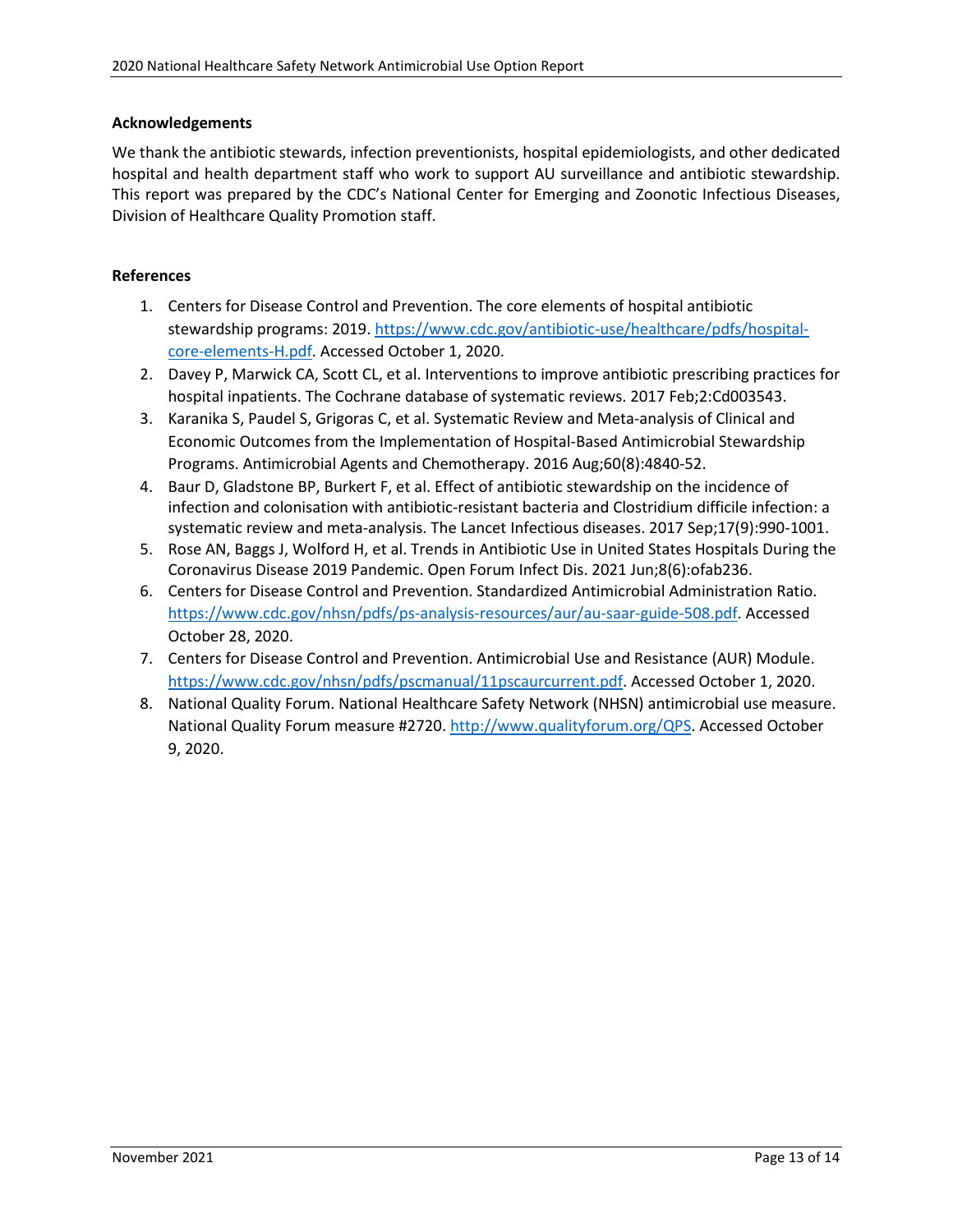## Acknowledgements

We thank the antibiotic stewards, infection preventionists, hospital epidemiologists, and other dedicated hospital and health department staff who work to support AU surveillance and antibiotic stewardship. This report was prepared by the CDC's National Center for Emerging and Zoonotic Infectious Diseases, Division of Healthcare Quality Promotion staff.

## References

1. Centers for Disease Control and Prevention. The core elements of hospital antibiotic stewardship programs: 2019. https://www.cdc.gov/antibiotic-use/healthcare/pdfs/hospital-core-elements-H.pdf. Accessed October 1, 2020.
2. Davey P, Marwick CA, Scott CL, et al. Interventions to improve antibiotic prescribing practices for hospital inpatients. The Cochrane database of systematic reviews. 2017 Feb;2:Cd003543.
3. Karanika S, Paudel S, Grigoras C, et al. Systematic Review and Meta-analysis of Clinical and Economic Outcomes from the Implementation of Hospital-Based Antimicrobial Stewardship Programs. Antimicrobial Agents and Chemotherapy. 2016 Aug;60(8):4840-52.
4. Baur D, Gladstone BP, Burkert F, et al. Effect of antibiotic stewardship on the incidence of infection and colonisation with antibiotic-resistant bacteria and Clostridium difficile infection: a systematic review and meta-analysis. The Lancet Infectious diseases. 2017 Sep;17(9):990-1001.
5. Rose AN, Baggs J, Wolford H, et al. Trends in Antibiotic Use in United States Hospitals During the Coronavirus Disease 2019 Pandemic. Open Forum Infect Dis. 2021 Jun;8(6):ofab236.
6. Centers for Disease Control and Prevention. Standardized Antimicrobial Administration Ratio. https://www.cdc.gov/nhsn/pdfs/ps-analysis-resources/aur/au-saar-guide-508.pdf. Accessed October 28, 2020.
7. Centers for Disease Control and Prevention. Antimicrobial Use and Resistance (AUR) Module. https://www.cdc.gov/nhsn/pdfs/pscmanual/11pscaurcurrent.pdf. Accessed October 1, 2020.
8. National Quality Forum. National Healthcare Safety Network (NHSN) antimicrobial use measure. National Quality Forum measure #2720. http://www.qualityforum.org/QPS. Accessed October 9, 2020.